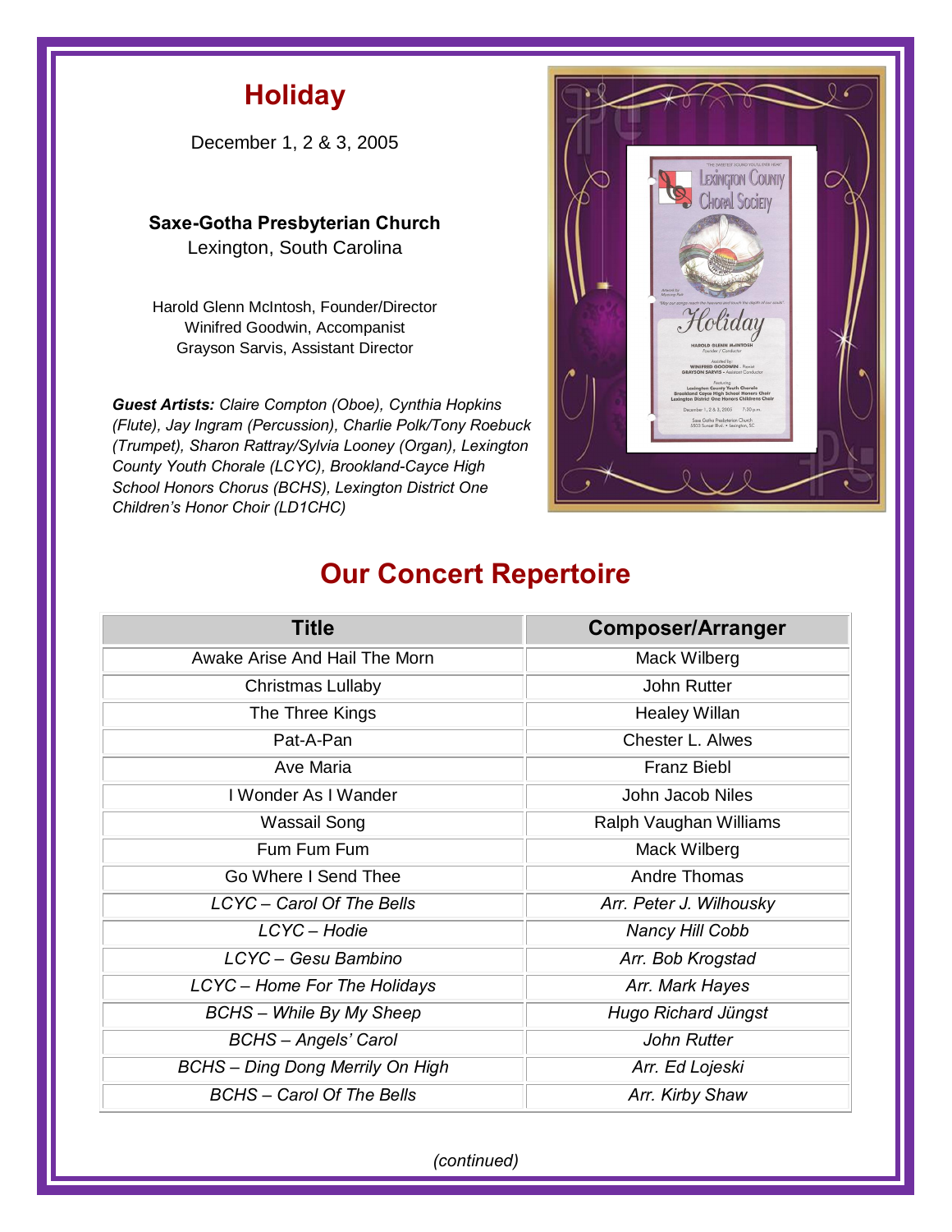# Holiday

December 1, 2 & 3, 2005

**Saxe-Gotha Presbyterian Church**
Lexington, South Carolina

Harold Glenn McIntosh, Founder/Director
Winifred Goodwin, Accompanist
Grayson Sarvis, Assistant Director

***Guest Artists:*** *Claire Compton (Oboe), Cynthia Hopkins (Flute), Jay Ingram (Percussion), Charlie Polk/Tony Roebuck (Trumpet), Sharon Rattray/Sylvia Looney (Organ), Lexington County Youth Chorale (LCYC), Brookland-Cayce High School Honors Chorus (BCHS), Lexington District One Children's Honor Choir (LD1CHC)*

## Our Concert Repertoire

| Title | Composer/Arranger |
|---|---|
| Awake Arise And Hail The Morn | Mack Wilberg |
| Christmas Lullaby | John Rutter |
| The Three Kings | Healey Willan |
| Pat-A-Pan | Chester L. Alwes |
| Ave Maria | Franz Biebl |
| I Wonder As I Wander | John Jacob Niles |
| Wassail Song | Ralph Vaughan Williams |
| Fum Fum Fum | Mack Wilberg |
| Go Where I Send Thee | Andre Thomas |
| *LCYC – Carol Of The Bells* | *Arr. Peter J. Wilhousky* |
| *LCYC – Hodie* | *Nancy Hill Cobb* |
| *LCYC – Gesu Bambino* | *Arr. Bob Krogstad* |
| *LCYC – Home For The Holidays* | *Arr. Mark Hayes* |
| *BCHS – While By My Sheep* | *Hugo Richard Jüngst* |
| *BCHS – Angels' Carol* | *John Rutter* |
| *BCHS – Ding Dong Merrily On High* | *Arr. Ed Lojeski* |
| *BCHS – Carol Of The Bells* | *Arr. Kirby Shaw* |

*(continued)*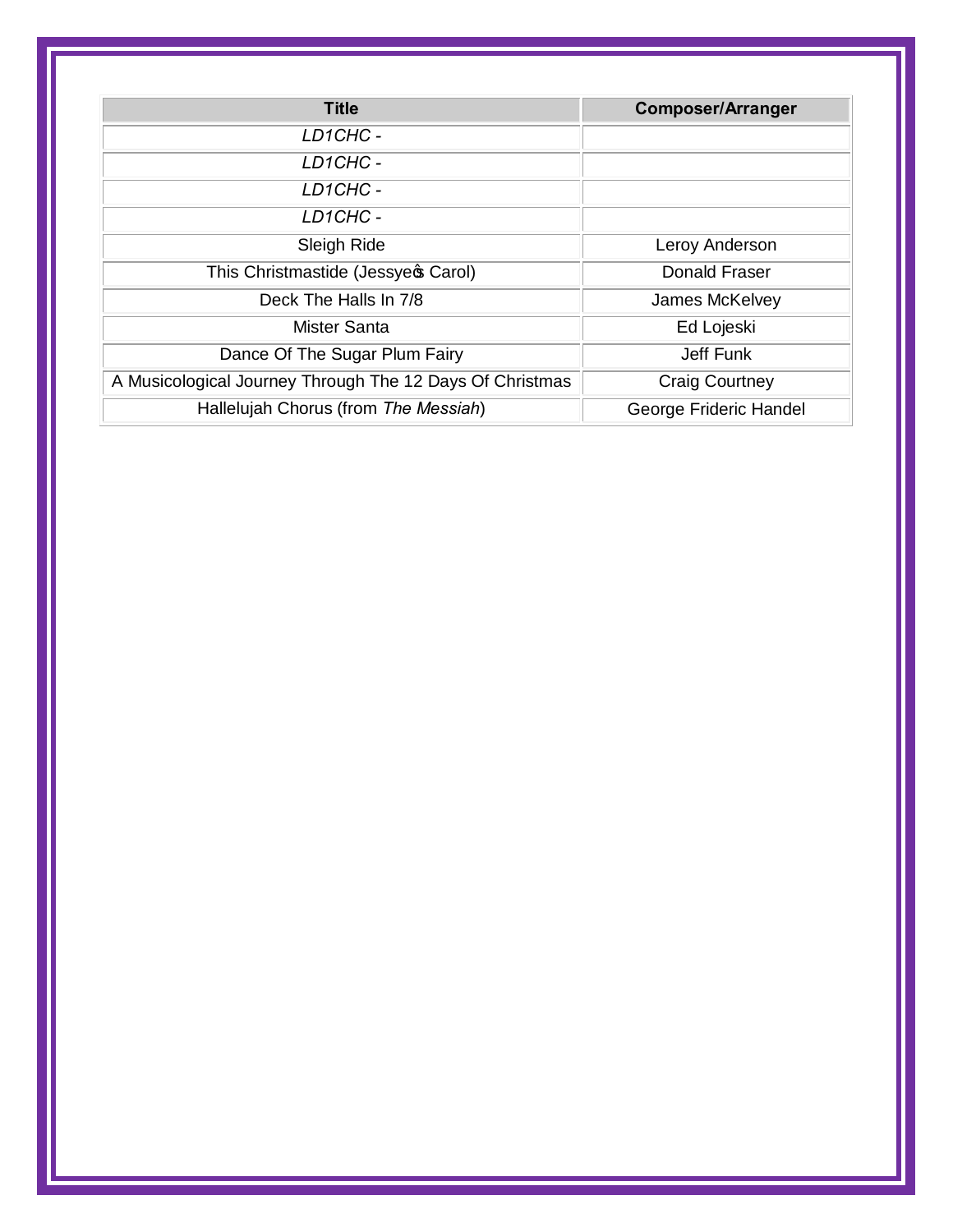| Title | Composer/Arranger |
|---|---|
| *LD1CHC -* | |
| *LD1CHC -* | |
| *LD1CHC -* | |
| *LD1CHC -* | |
| Sleigh Ride | Leroy Anderson |
| This Christmastide (Jessye�s Carol) | Donald Fraser |
| Deck The Halls In 7/8 | James McKelvey |
| Mister Santa | Ed Lojeski |
| Dance Of The Sugar Plum Fairy | Jeff Funk |
| A Musicological Journey Through The 12 Days Of Christmas | Craig Courtney |
| Hallelujah Chorus (from *The Messiah*) | George Frideric Handel |